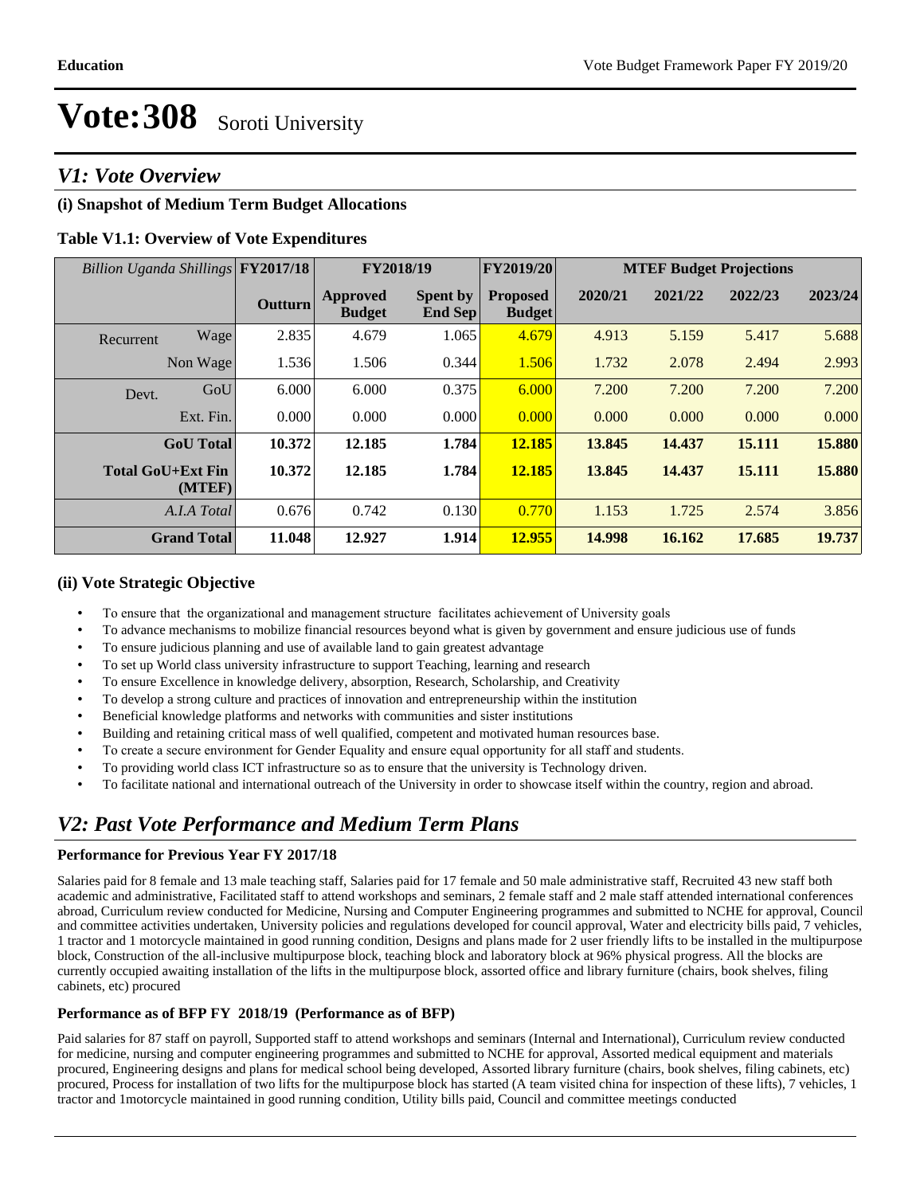# Vote:308 Soroti University

## V1: Vote Overview

### (i) Snapshot of Medium Term Budget Allocations

**Table V1.1: Overview of Vote Expenditures**

| *Billion Uganda Shillings* | | FY2017/18 | FY2018/19 | | FY2019/20 | MTEF Budget Projections | | | |
|---|---|---|---|---|---|---|---|---|---|
| | | **Outturn** | **Approved Budget** | **Spent by End Sep** | **Proposed Budget** | **2020/21** | **2021/22** | **2022/23** | **2023/24** |
| Recurrent | Wage | 2.835 | 4.679 | 1.065 | 4.679 | 4.913 | 5.159 | 5.417 | 5.688 |
| | Non Wage | 1.536 | 1.506 | 0.344 | 1.506 | 1.732 | 2.078 | 2.494 | 2.993 |
| Devt. | GoU | 6.000 | 6.000 | 0.375 | 6.000 | 7.200 | 7.200 | 7.200 | 7.200 |
| | Ext. Fin. | 0.000 | 0.000 | 0.000 | 0.000 | 0.000 | 0.000 | 0.000 | 0.000 |
| | **GoU Total** | **10.372** | **12.185** | **1.784** | **12.185** | **13.845** | **14.437** | **15.111** | **15.880** |
| | **Total GoU+Ext Fin (MTEF)** | **10.372** | **12.185** | **1.784** | **12.185** | **13.845** | **14.437** | **15.111** | **15.880** |
| | *A.I.A Total* | 0.676 | 0.742 | 0.130 | 0.770 | 1.153 | 1.725 | 2.574 | 3.856 |
| | **Grand Total** | **11.048** | **12.927** | **1.914** | **12.955** | **14.998** | **16.162** | **17.685** | **19.737** |

### (ii) Vote Strategic Objective

- To ensure that the organizational and management structure facilitates achievement of University goals
- To advance mechanisms to mobilize financial resources beyond what is given by government and ensure judicious use of funds
- To ensure judicious planning and use of available land to gain greatest advantage
- To set up World class university infrastructure to support Teaching, learning and research
- To ensure Excellence in knowledge delivery, absorption, Research, Scholarship, and Creativity
- To develop a strong culture and practices of innovation and entrepreneurship within the institution
- Beneficial knowledge platforms and networks with communities and sister institutions
- Building and retaining critical mass of well qualified, competent and motivated human resources base.
- To create a secure environment for Gender Equality and ensure equal opportunity for all staff and students.
- To providing world class ICT infrastructure so as to ensure that the university is Technology driven.
- To facilitate national and international outreach of the University in order to showcase itself within the country, region and abroad.

## V2: Past Vote Performance and Medium Term Plans

**Performance for Previous Year FY 2017/18**

Salaries paid for 8 female and 13 male teaching staff, Salaries paid for 17 female and 50 male administrative staff, Recruited 43 new staff both academic and administrative, Facilitated staff to attend workshops and seminars, 2 female staff and 2 male staff attended international conferences abroad, Curriculum review conducted for Medicine, Nursing and Computer Engineering programmes and submitted to NCHE for approval, Council and committee activities undertaken, University policies and regulations developed for council approval, Water and electricity bills paid, 7 vehicles, 1 tractor and 1 motorcycle maintained in good running condition, Designs and plans made for 2 user friendly lifts to be installed in the multipurpose block, Construction of the all-inclusive multipurpose block, teaching block and laboratory block at 96% physical progress. All the blocks are currently occupied awaiting installation of the lifts in the multipurpose block, assorted office and library furniture (chairs, book shelves, filing cabinets, etc) procured

**Performance as of BFP FY 2018/19 (Performance as of BFP)**

Paid salaries for 87 staff on payroll, Supported staff to attend workshops and seminars (Internal and International), Curriculum review conducted for medicine, nursing and computer engineering programmes and submitted to NCHE for approval, Assorted medical equipment and materials procured, Engineering designs and plans for medical school being developed, Assorted library furniture (chairs, book shelves, filing cabinets, etc) procured, Process for installation of two lifts for the multipurpose block has started (A team visited china for inspection of these lifts), 7 vehicles, 1 tractor and 1motorcycle maintained in good running condition, Utility bills paid, Council and committee meetings conducted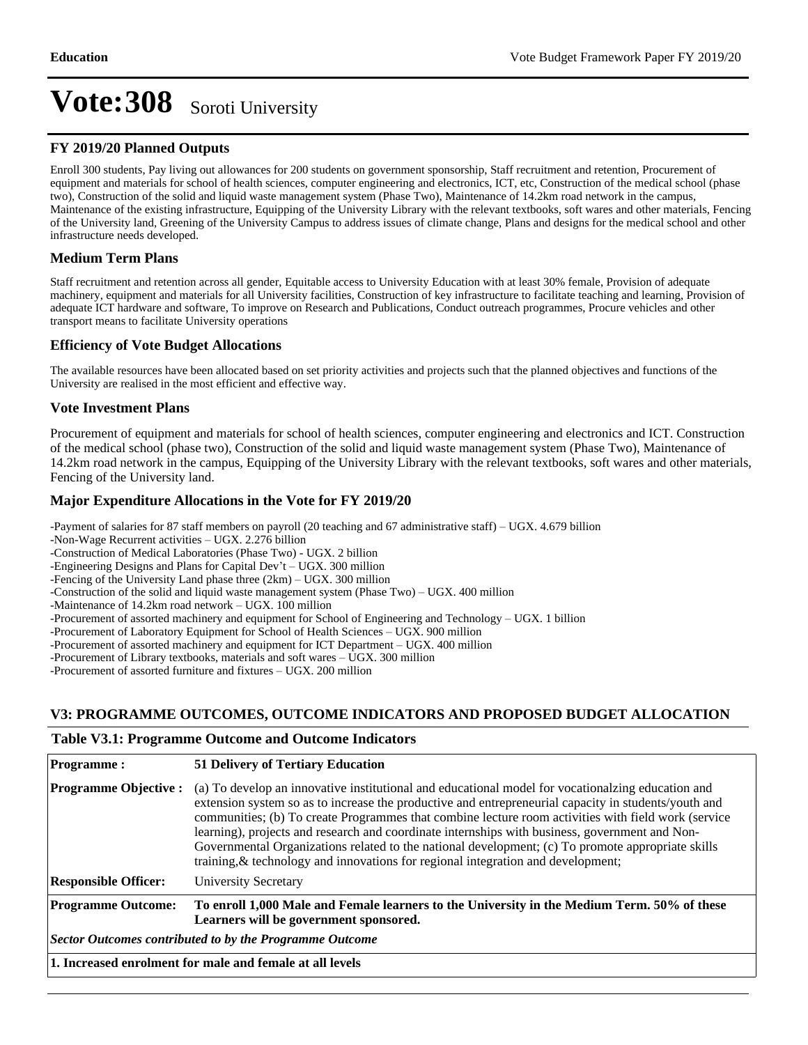# Vote:308 Soroti University

### FY 2019/20 Planned Outputs

Enroll 300 students, Pay living out allowances for 200 students on government sponsorship, Staff recruitment and retention, Procurement of equipment and materials for school of health sciences, computer engineering and electronics, ICT, etc, Construction of the medical school (phase two), Construction of the solid and liquid waste management system (Phase Two), Maintenance of 14.2km road network in the campus, Maintenance of the existing infrastructure, Equipping of the University Library with the relevant textbooks, soft wares and other materials, Fencing of the University land, Greening of the University Campus to address issues of climate change, Plans and designs for the medical school and other infrastructure needs developed.

### Medium Term Plans

Staff recruitment and retention across all gender, Equitable access to University Education with at least 30% female, Provision of adequate machinery, equipment and materials for all University facilities, Construction of key infrastructure to facilitate teaching and learning, Provision of adequate ICT hardware and software, To improve on Research and Publications, Conduct outreach programmes, Procure vehicles and other transport means to facilitate University operations

### Efficiency of Vote Budget Allocations

The available resources have been allocated based on set priority activities and projects such that the planned objectives and functions of the University are realised in the most efficient and effective way.

### Vote Investment Plans

Procurement of equipment and materials for school of health sciences, computer engineering and electronics and ICT. Construction of the medical school (phase two), Construction of the solid and liquid waste management system (Phase Two), Maintenance of 14.2km road network in the campus, Equipping of the University Library with the relevant textbooks, soft wares and other materials, Fencing of the University land.

### Major Expenditure Allocations in the Vote for FY 2019/20

-Payment of salaries for 87 staff members on payroll (20 teaching and 67 administrative staff) – UGX. 4.679 billion
-Non-Wage Recurrent activities – UGX. 2.276 billion
-Construction of Medical Laboratories (Phase Two) - UGX. 2 billion
-Engineering Designs and Plans for Capital Dev't – UGX. 300 million
-Fencing of the University Land phase three (2km) – UGX. 300 million
-Construction of the solid and liquid waste management system (Phase Two) – UGX. 400 million
-Maintenance of 14.2km road network – UGX. 100 million
-Procurement of assorted machinery and equipment for School of Engineering and Technology – UGX. 1 billion
-Procurement of Laboratory Equipment for School of Health Sciences – UGX. 900 million
-Procurement of assorted machinery and equipment for ICT Department – UGX. 400 million
-Procurement of Library textbooks, materials and soft wares – UGX. 300 million
-Procurement of assorted furniture and fixtures – UGX. 200 million

### V3: PROGRAMME OUTCOMES, OUTCOME INDICATORS AND PROPOSED BUDGET ALLOCATION

**Table V3.1: Programme Outcome and Outcome Indicators**

| | |
|---|---|
| **Programme :** | **51 Delivery of Tertiary Education** |
| **Programme Objective :** | (a) To develop an innovative institutional and educational model for vocationalzing education and extension system so as to increase the productive and entrepreneurial capacity in students/youth and communities; (b) To create Programmes that combine lecture room activities with field work (service learning), projects and research and coordinate internships with business, government and Non-Governmental Organizations related to the national development; (c) To promote appropriate skills training,& technology and innovations for regional integration and development; |
| **Responsible Officer:** | University Secretary |
| **Programme Outcome:** | **To enroll 1,000 Male and Female learners to the University in the Medium Term. 50% of these Learners will be government sponsored.** |
| ***Sector Outcomes contributed to by the Programme Outcome*** | |
| **1. Increased enrolment for male and female at all levels** | |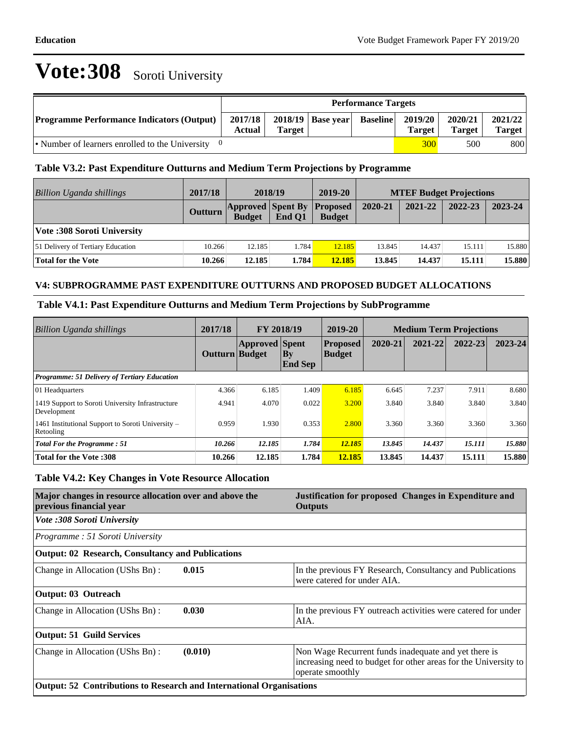# Vote:308 Soroti University

| Programme Performance Indicators (Output) | Performance Targets | | | | | | |
|---|---|---|---|---|---|---|---|
| | 2017/18 Actual | 2018/19 Target | Base year | Baseline | 2019/20 Target | 2020/21 Target | 2021/22 Target |
| • Number of learners enrolled to the University | 0 | | | | 300 | 500 | 800 |

### Table V3.2: Past Expenditure Outturns and Medium Term Projections by Programme

| Billion Uganda shillings | 2017/18 | 2018/19 | | 2019-20 | MTEF Budget Projections | | | |
|---|---|---|---|---|---|---|---|---|
| | Outturn | Approved Budget | Spent By End Q1 | Proposed Budget | 2020-21 | 2021-22 | 2022-23 | 2023-24 |
| **Vote :308 Soroti University** | | | | | | | | |
| 51 Delivery of Tertiary Education | 10.266 | 12.185 | 1.784 | 12.185 | 13.845 | 14.437 | 15.111 | 15.880 |
| **Total for the Vote** | **10.266** | **12.185** | **1.784** | **12.185** | **13.845** | **14.437** | **15.111** | **15.880** |

### V4: SUBPROGRAMME PAST EXPENDITURE OUTTURNS AND PROPOSED BUDGET ALLOCATIONS

### Table V4.1: Past Expenditure Outturns and Medium Term Projections by SubProgramme

| Billion Uganda shillings | 2017/18 | FY 2018/19 | | 2019-20 | Medium Term Projections | | | |
|---|---|---|---|---|---|---|---|---|
| | Outturn | Approved Budget | Spent By End Sep | Proposed Budget | 2020-21 | 2021-22 | 2022-23 | 2023-24 |
| ***Programme: 51 Delivery of Tertiary Education*** | | | | | | | | |
| 01 Headquarters | 4.366 | 6.185 | 1.409 | 6.185 | 6.645 | 7.237 | 7.911 | 8.680 |
| 1419 Support to Soroti University Infrastructure Development | 4.941 | 4.070 | 0.022 | 3.200 | 3.840 | 3.840 | 3.840 | 3.840 |
| 1461 Institutional Support to Soroti University – Retooling | 0.959 | 1.930 | 0.353 | 2.800 | 3.360 | 3.360 | 3.360 | 3.360 |
| ***Total For the Programme : 51*** | ***10.266*** | ***12.185*** | ***1.784*** | ***12.185*** | ***13.845*** | ***14.437*** | ***15.111*** | ***15.880*** |
| **Total for the Vote :308** | **10.266** | **12.185** | **1.784** | **12.185** | **13.845** | **14.437** | **15.111** | **15.880** |

### Table V4.2: Key Changes in Vote Resource Allocation

| Major changes in resource allocation over and above the previous financial year | | Justification for proposed Changes in Expenditure and Outputs |
|---|---|---|
| ***Vote :308 Soroti University*** | | |
| *Programme : 51 Soroti University* | | |
| **Output: 02 Research, Consultancy and Publications** | | |
| Change in Allocation (UShs Bn) : | **0.015** | In the previous FY Research, Consultancy and Publications were catered for under AIA. |
| **Output: 03 Outreach** | | |
| Change in Allocation (UShs Bn) : | **0.030** | In the previous FY outreach activities were catered for under AIA. |
| **Output: 51 Guild Services** | | |
| Change in Allocation (UShs Bn) : | **(0.010)** | Non Wage Recurrent funds inadequate and yet there is increasing need to budget for other areas for the University to operate smoothly |
| **Output: 52 Contributions to Research and International Organisations** | | |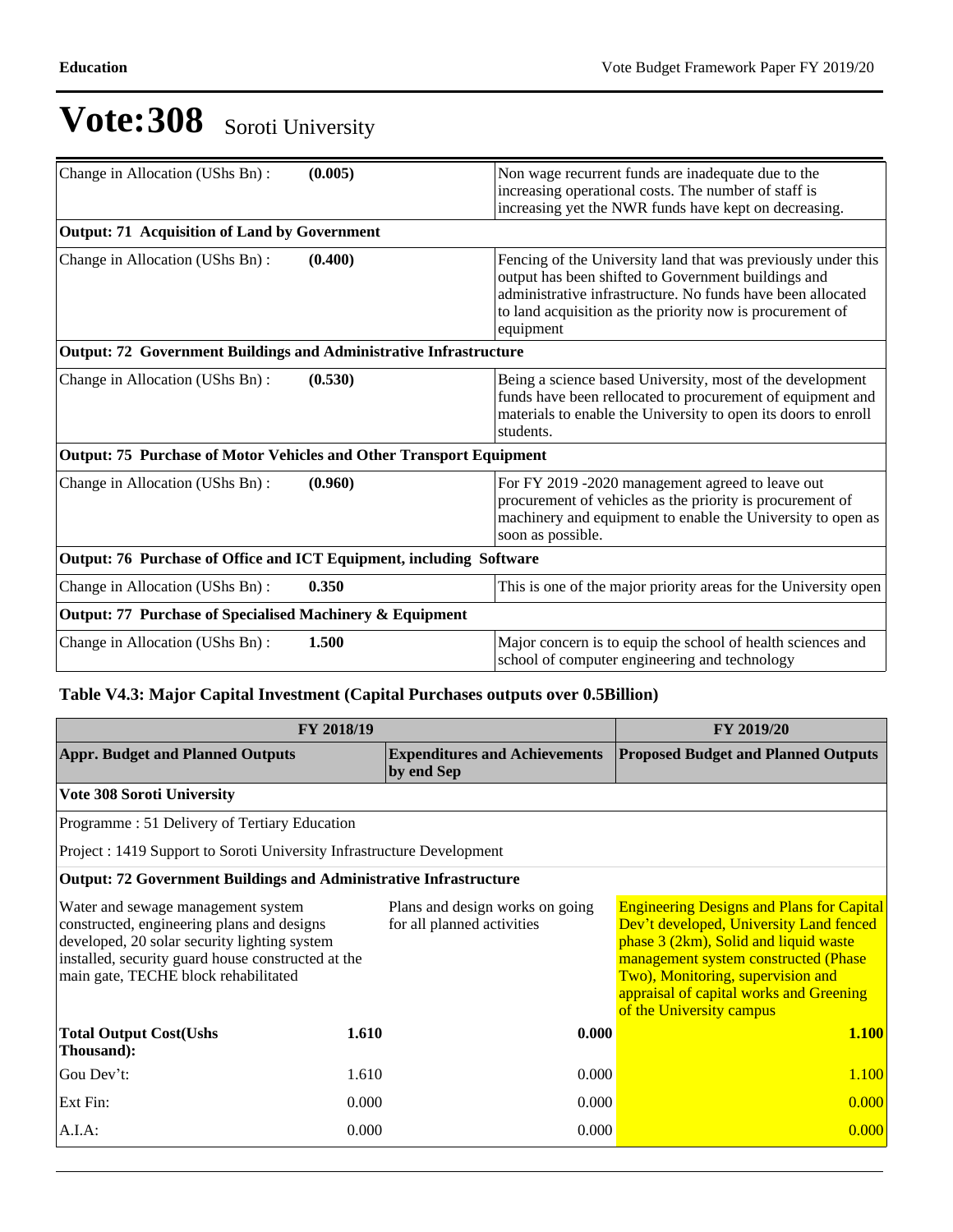# Vote:308 Soroti University

| | | |
|---|---|---|
| Change in Allocation (UShs Bn) : | **(0.005)** | Non wage recurrent funds are inadequate due to the increasing operational costs. The number of staff is increasing yet the NWR funds have kept on decreasing. |
| **Output: 71 Acquisition of Land by Government** | | |
| Change in Allocation (UShs Bn) : | **(0.400)** | Fencing of the University land that was previously under this output has been shifted to Government buildings and administrative infrastructure. No funds have been allocated to land acquisition as the priority now is procurement of equipment |
| **Output: 72 Government Buildings and Administrative Infrastructure** | | |
| Change in Allocation (UShs Bn) : | **(0.530)** | Being a science based University, most of the development funds have been rellocated to procurement of equipment and materials to enable the University to open its doors to enroll students. |
| **Output: 75 Purchase of Motor Vehicles and Other Transport Equipment** | | |
| Change in Allocation (UShs Bn) : | **(0.960)** | For FY 2019 -2020 management agreed to leave out procurement of vehicles as the priority is procurement of machinery and equipment to enable the University to open as soon as possible. |
| **Output: 76 Purchase of Office and ICT Equipment, including Software** | | |
| Change in Allocation (UShs Bn) : | **0.350** | This is one of the major priority areas for the University open |
| **Output: 77 Purchase of Specialised Machinery & Equipment** | | |
| Change in Allocation (UShs Bn) : | **1.500** | Major concern is to equip the school of health sciences and school of computer engineering and technology |

### Table V4.3: Major Capital Investment (Capital Purchases outputs over 0.5Billion)

| FY 2018/19 | | | FY 2019/20 |
|---|---|---|---|
| **Appr. Budget and Planned Outputs** | | **Expenditures and Achievements by end Sep** | **Proposed Budget and Planned Outputs** |
| **Vote 308 Soroti University** | | | |
| Programme : 51 Delivery of Tertiary Education | | | |
| Project : 1419 Support to Soroti University Infrastructure Development | | | |
| **Output: 72 Government Buildings and Administrative Infrastructure** | | | |
| Water and sewage management system constructed, engineering plans and designs developed, 20 solar security lighting system installed, security guard house constructed at the main gate, TECHE block rehabilitated | | Plans and design works on going for all planned activities | Engineering Designs and Plans for Capital Dev't developed, University Land fenced phase 3 (2km), Solid and liquid waste management system constructed (Phase Two), Monitoring, supervision and appraisal of capital works and Greening of the University campus |
| **Total Output Cost(Ushs Thousand):** | **1.610** | **0.000** | **1.100** |
| Gou Dev't: | 1.610 | 0.000 | 1.100 |
| Ext Fin: | 0.000 | 0.000 | 0.000 |
| A.I.A: | 0.000 | 0.000 | 0.000 |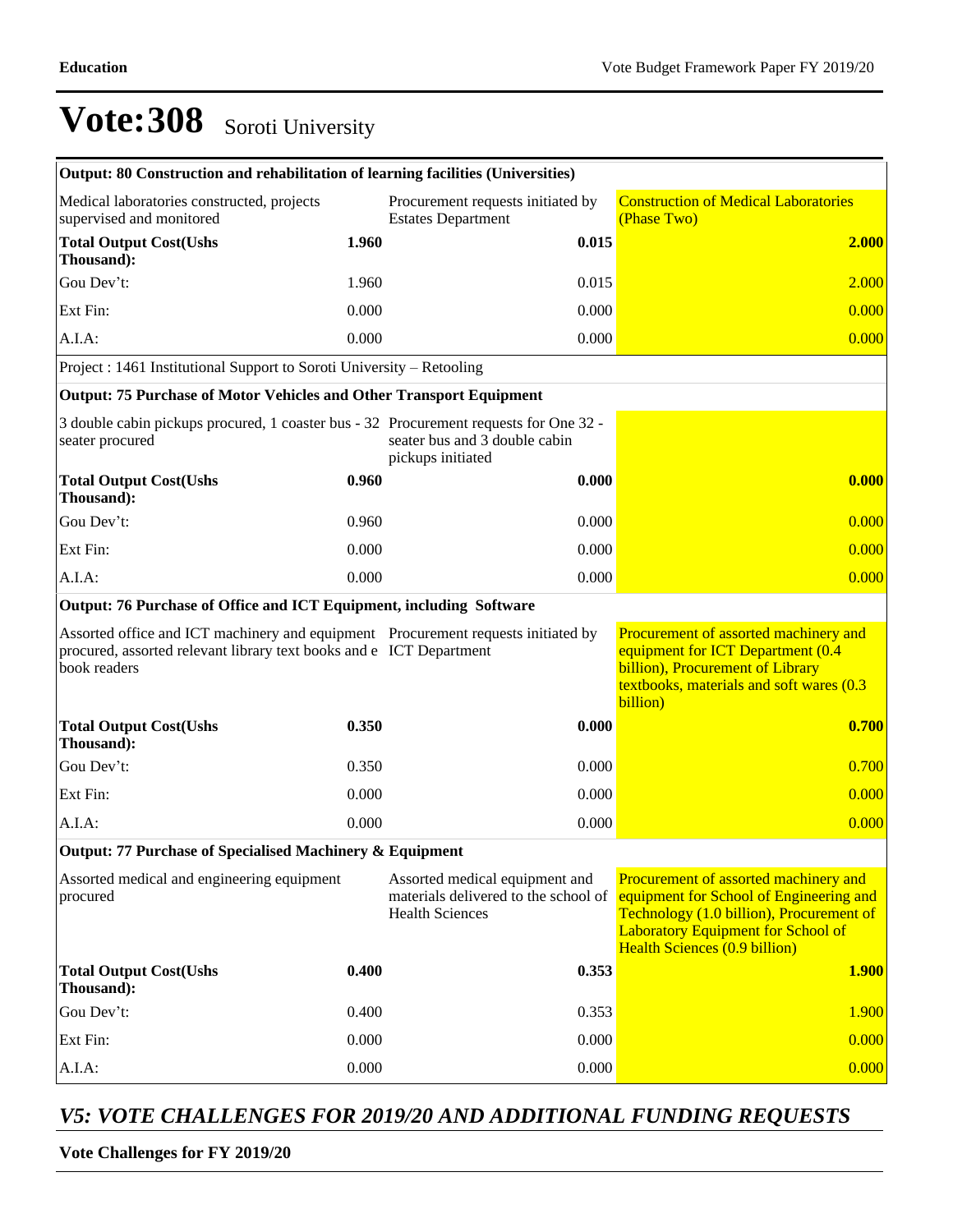# Vote:308 Soroti University

| | | | |
|---|---|---|---|
| **Output: 80 Construction and rehabilitation of learning facilities (Universities)** | | | |
| Medical laboratories constructed, projects supervised and monitored | | Procurement requests initiated by Estates Department | Construction of Medical Laboratories (Phase Two) |
| **Total Output Cost(Ushs Thousand):** | **1.960** | **0.015** | **2.000** |
| Gou Dev't: | 1.960 | 0.015 | 2.000 |
| Ext Fin: | 0.000 | 0.000 | 0.000 |
| A.I.A: | 0.000 | 0.000 | 0.000 |
| Project : 1461 Institutional Support to Soroti University – Retooling | | | |
| **Output: 75 Purchase of Motor Vehicles and Other Transport Equipment** | | | |
| 3 double cabin pickups procured, 1 coaster bus - 32 seater procured | | Procurement requests for One 32 - seater bus and 3 double cabin pickups initiated | |
| **Total Output Cost(Ushs Thousand):** | **0.960** | **0.000** | **0.000** |
| Gou Dev't: | 0.960 | 0.000 | 0.000 |
| Ext Fin: | 0.000 | 0.000 | 0.000 |
| A.I.A: | 0.000 | 0.000 | 0.000 |
| **Output: 76 Purchase of Office and ICT Equipment, including Software** | | | |
| Assorted office and ICT machinery and equipment procured, assorted relevant library text books and e book readers | | Procurement requests initiated by ICT Department | Procurement of assorted machinery and equipment for ICT Department (0.4 billion), Procurement of Library textbooks, materials and soft wares (0.3 billion) |
| **Total Output Cost(Ushs Thousand):** | **0.350** | **0.000** | **0.700** |
| Gou Dev't: | 0.350 | 0.000 | 0.700 |
| Ext Fin: | 0.000 | 0.000 | 0.000 |
| A.I.A: | 0.000 | 0.000 | 0.000 |
| **Output: 77 Purchase of Specialised Machinery & Equipment** | | | |
| Assorted medical and engineering equipment procured | | Assorted medical equipment and materials delivered to the school of Health Sciences | Procurement of assorted machinery and equipment for School of Engineering and Technology (1.0 billion), Procurement of Laboratory Equipment for School of Health Sciences (0.9 billion) |
| **Total Output Cost(Ushs Thousand):** | **0.400** | **0.353** | **1.900** |
| Gou Dev't: | 0.400 | 0.353 | 1.900 |
| Ext Fin: | 0.000 | 0.000 | 0.000 |
| A.I.A: | 0.000 | 0.000 | 0.000 |

## *V5: VOTE CHALLENGES FOR 2019/20 AND ADDITIONAL FUNDING REQUESTS*

**Vote Challenges for FY 2019/20**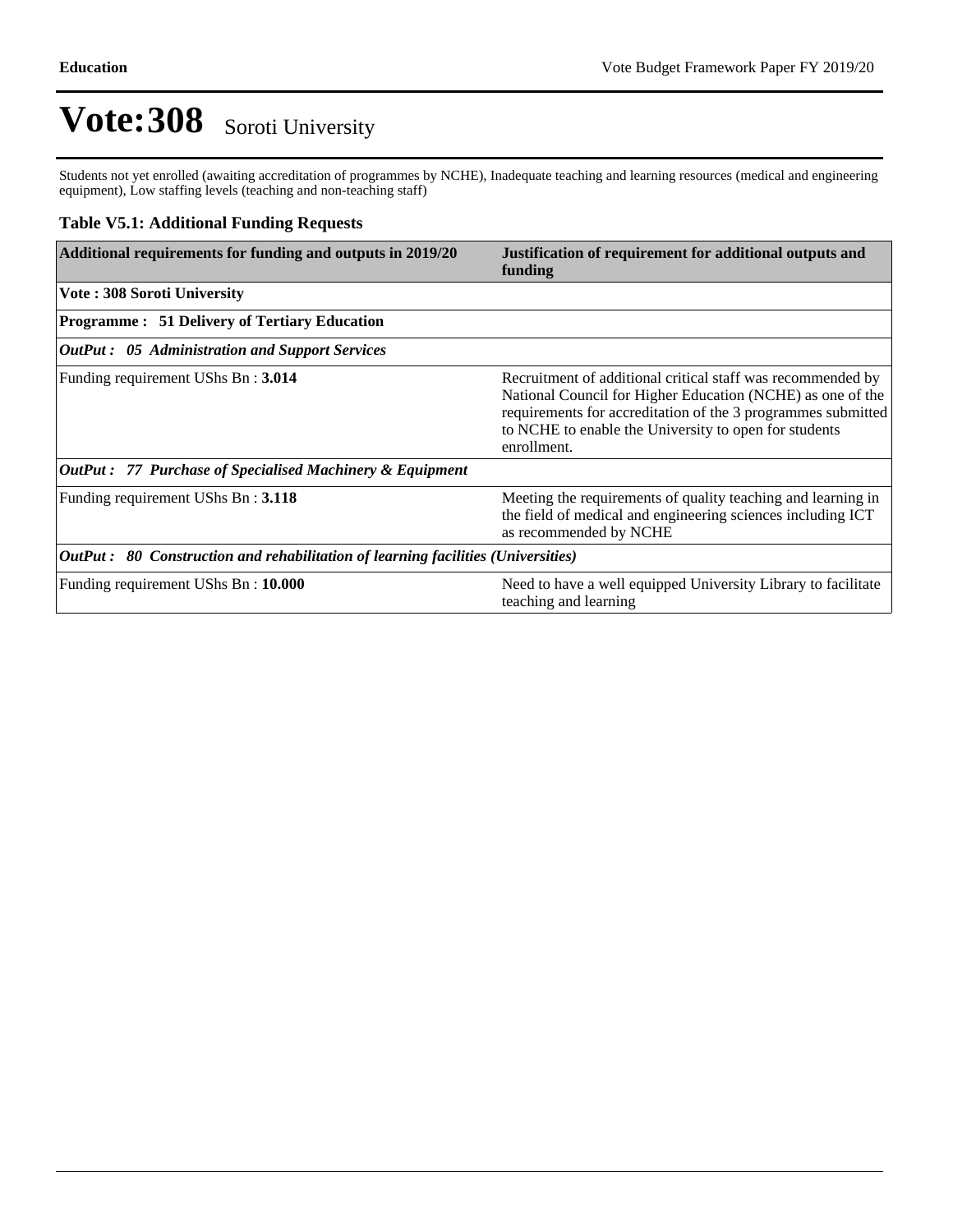# Vote:308 Soroti University

Students not yet enrolled (awaiting accreditation of programmes by NCHE), Inadequate teaching and learning resources (medical and engineering equipment), Low staffing levels (teaching and non-teaching staff)

### Table V5.1: Additional Funding Requests

| Additional requirements for funding and outputs in 2019/20 | Justification of requirement for additional outputs and funding |
|---|---|
| **Vote : 308 Soroti University** | |
| **Programme : 51 Delivery of Tertiary Education** | |
| ***OutPut : 05 Administration and Support Services*** | |
| Funding requirement UShs Bn : **3.014** | Recruitment of additional critical staff was recommended by National Council for Higher Education (NCHE) as one of the requirements for accreditation of the 3 programmes submitted to NCHE to enable the University to open for students enrollment. |
| ***OutPut : 77 Purchase of Specialised Machinery & Equipment*** | |
| Funding requirement UShs Bn : **3.118** | Meeting the requirements of quality teaching and learning in the field of medical and engineering sciences including ICT as recommended by NCHE |
| ***OutPut : 80 Construction and rehabilitation of learning facilities (Universities)*** | |
| Funding requirement UShs Bn : **10.000** | Need to have a well equipped University Library to facilitate teaching and learning |